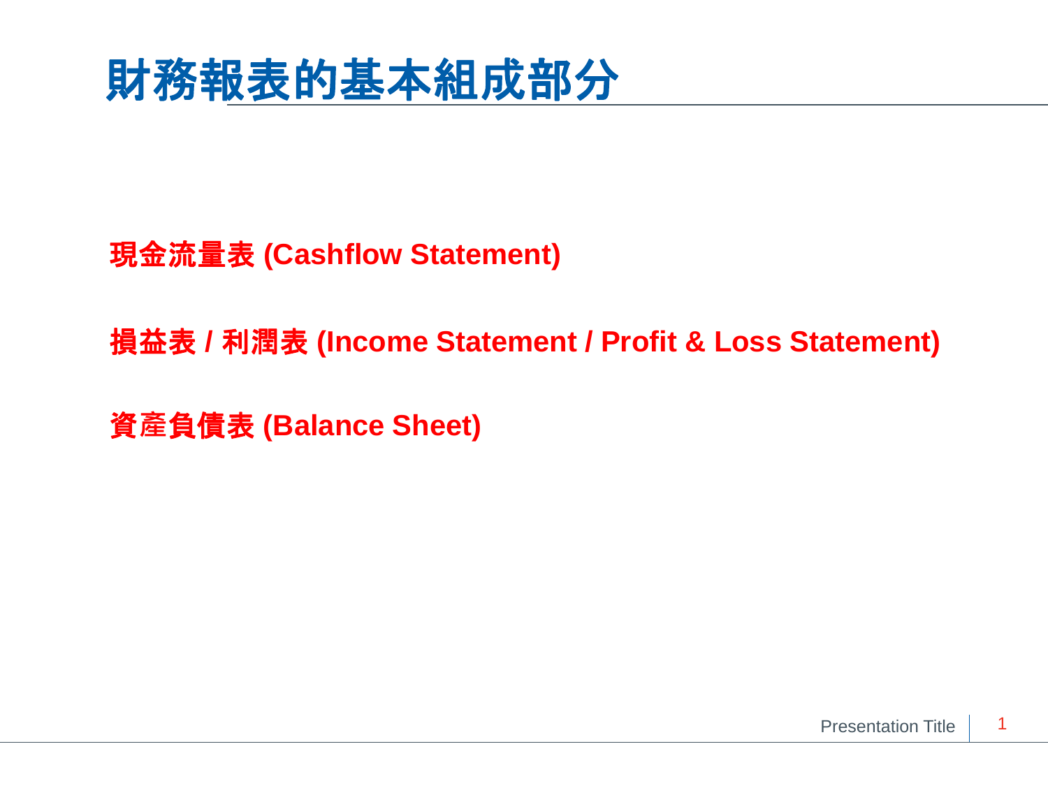# 財務報表的基本組成部分

**現金流量表 (Cashflow Statement)**

**損益表 / 利潤表 (Income Statement / Profit & Loss Statement)**

**資產負債表 (Balance Sheet)**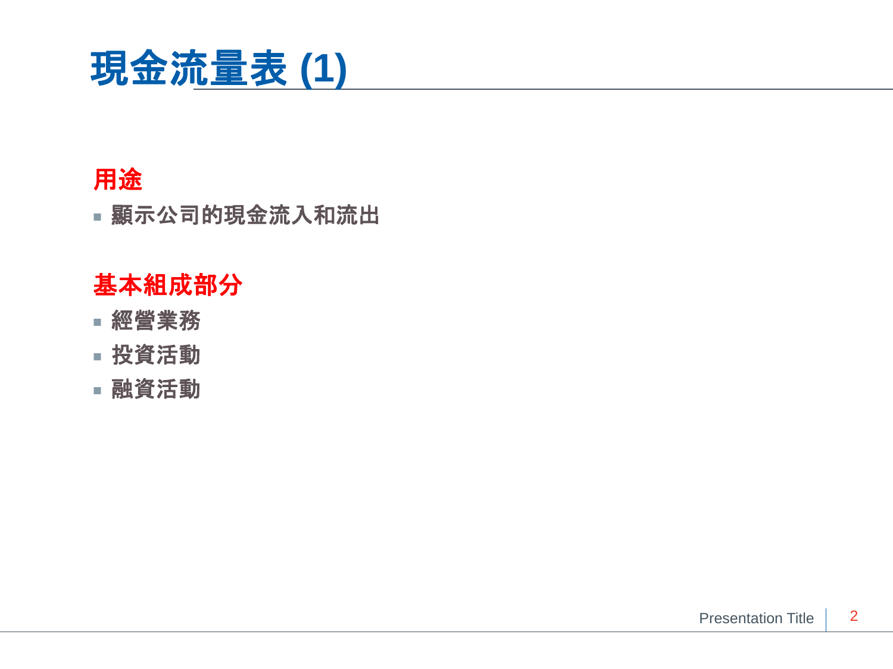# 現金流量表 (1)

## 用途

- 顯示公司的現金流入和流出

## 基本組成部分

- 經營業務
- 投資活動
- 融資活動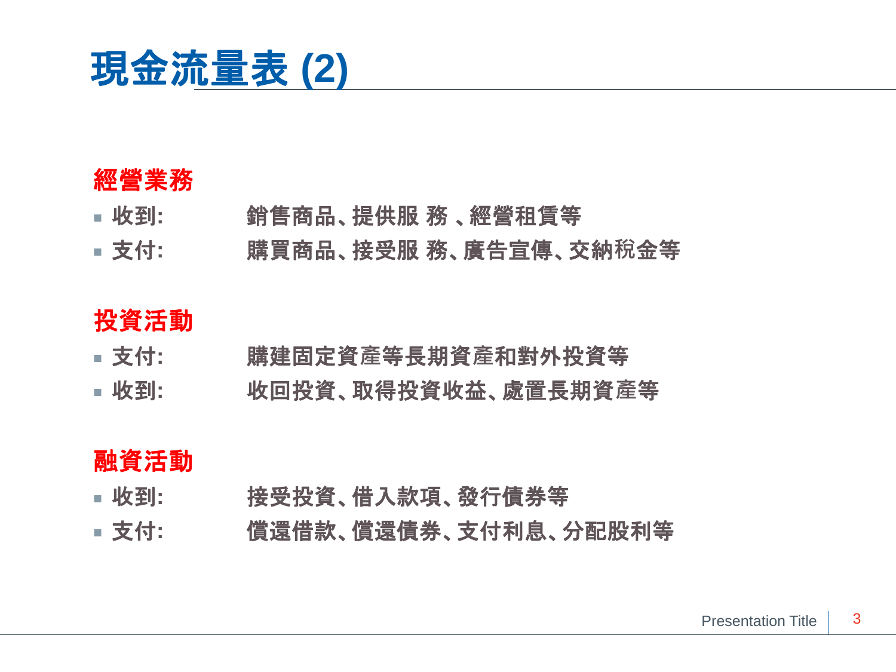# 現金流量表 (2)

## 經營業務

- 收到: 銷售商品、提供服 務 、經營租賃等
- 支付: 購買商品、接受服 務、廣告宣傳、交納稅金等

## 投資活動

- 支付: 購建固定資產等長期資產和對外投資等
- 收到: 收回投資、取得投資收益、處置長期資產等

## 融資活動

- 收到: 接受投資、借入款項、發行債券等
- 支付: 償還借款、償還債券、支付利息、分配股利等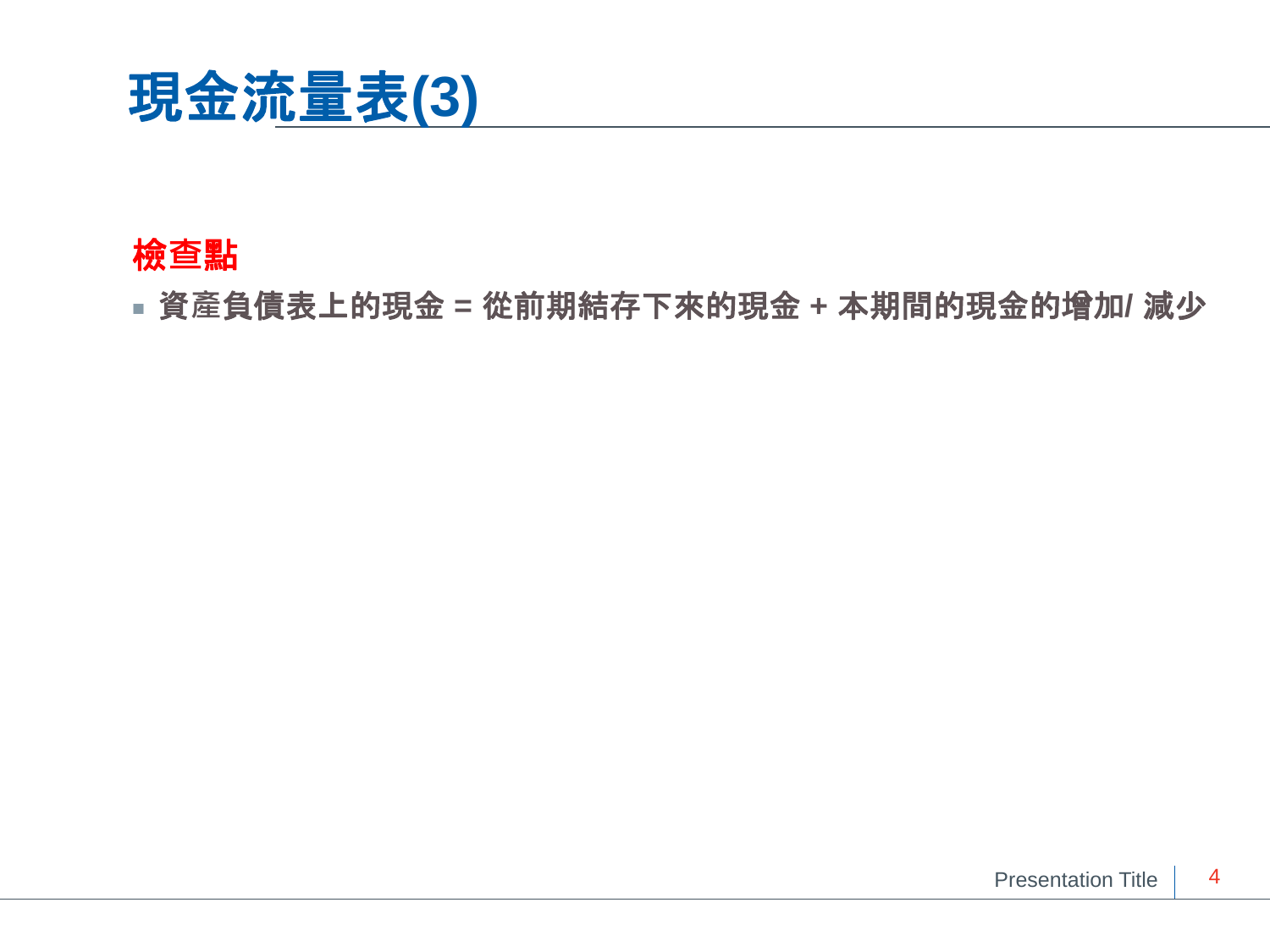# 現金流量表(3)

**檢查點**

- **資產負債表上的現金 = 從前期結存下來的現金 + 本期間的現金的增加/ 減少**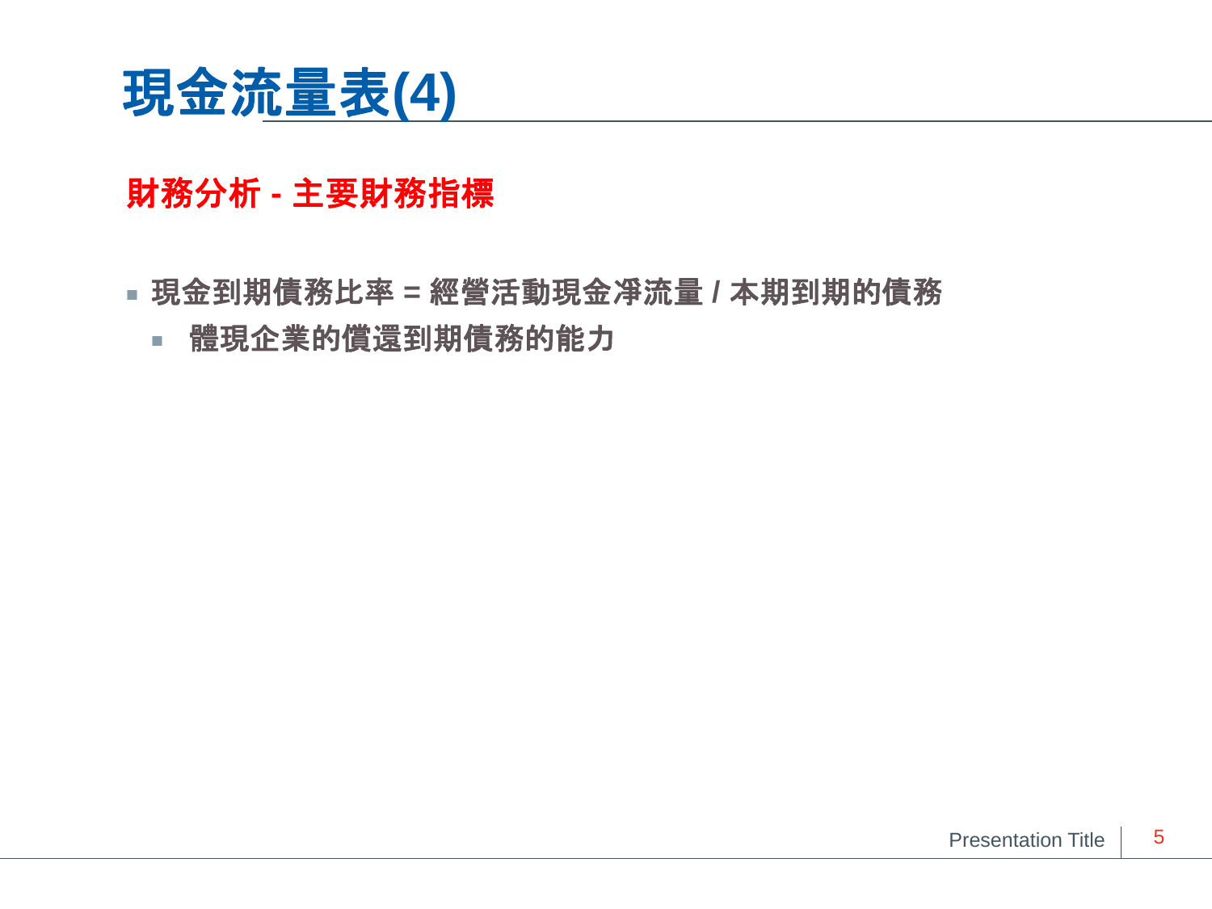# 現金流量表(4)

## 財務分析 - 主要財務指標

- 現金到期債務比率 = 經營活動現金凈流量 / 本期到期的債務
  - 體現企業的償還到期債務的能力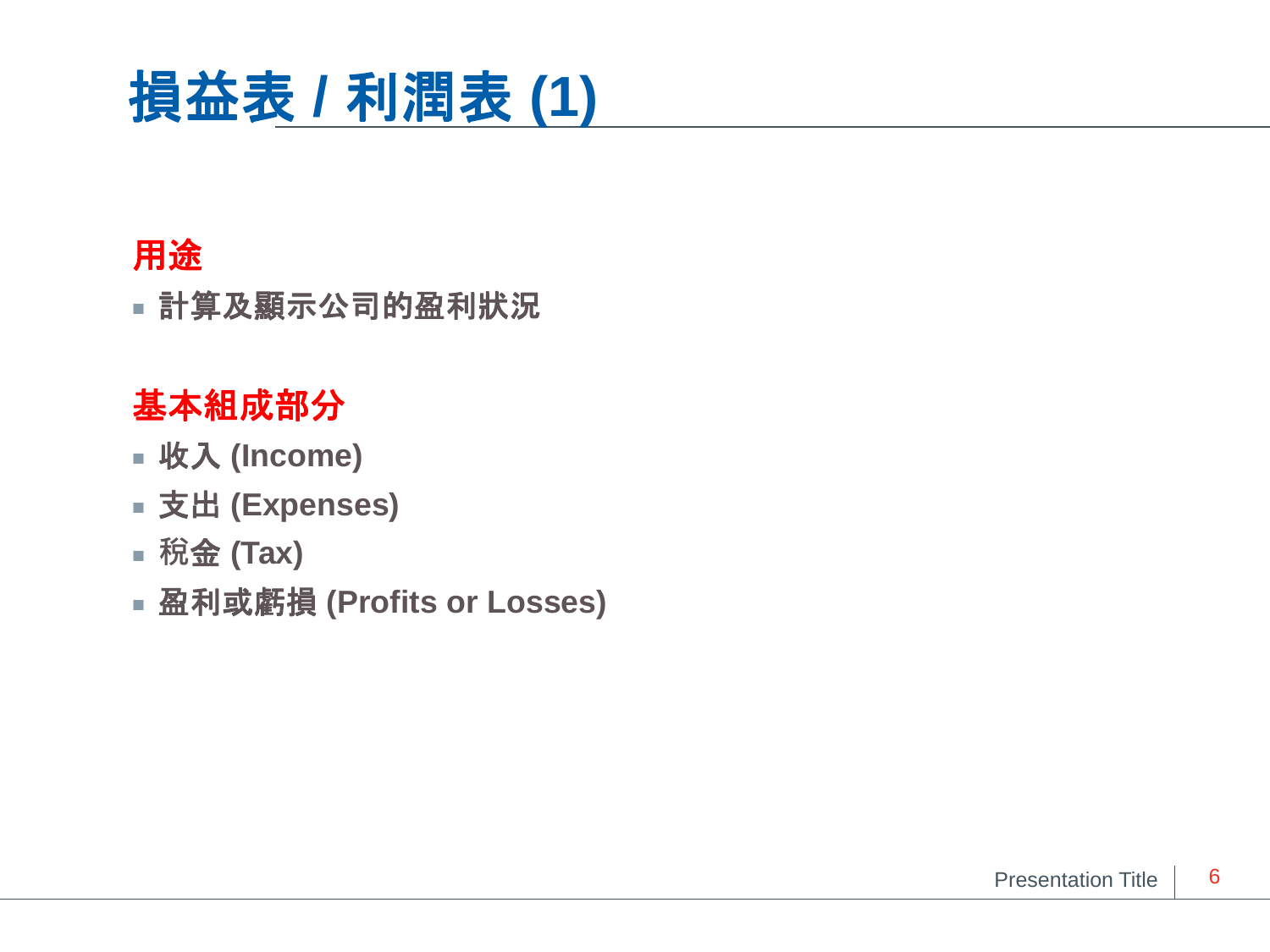# 損益表 / 利潤表 (1)

## 用途

- 計算及顯示公司的盈利狀況

## 基本組成部分

- 收入 (Income)
- 支出 (Expenses)
- 稅金 (Tax)
- 盈利或虧損 (Profits or Losses)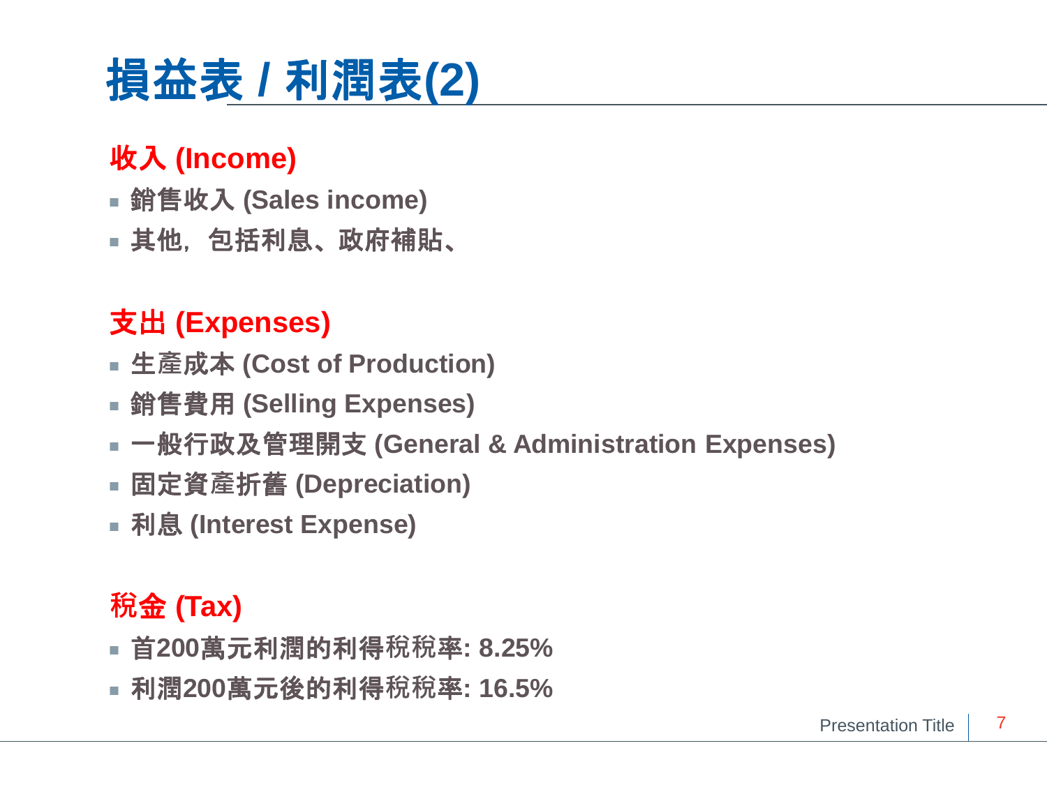# 損益表 / 利潤表(2)

## 收入 (Income)

- 銷售收入 (Sales income)
- 其他，包括利息、政府補貼、

## 支出 (Expenses)

- 生產成本 (Cost of Production)
- 銷售費用 (Selling Expenses)
- 一般行政及管理開支 (General & Administration Expenses)
- 固定資產折舊 (Depreciation)
- 利息 (Interest Expense)

## 稅金 (Tax)

- 首200萬元利潤的利得稅稅率: 8.25%
- 利潤200萬元後的利得稅稅率: 16.5%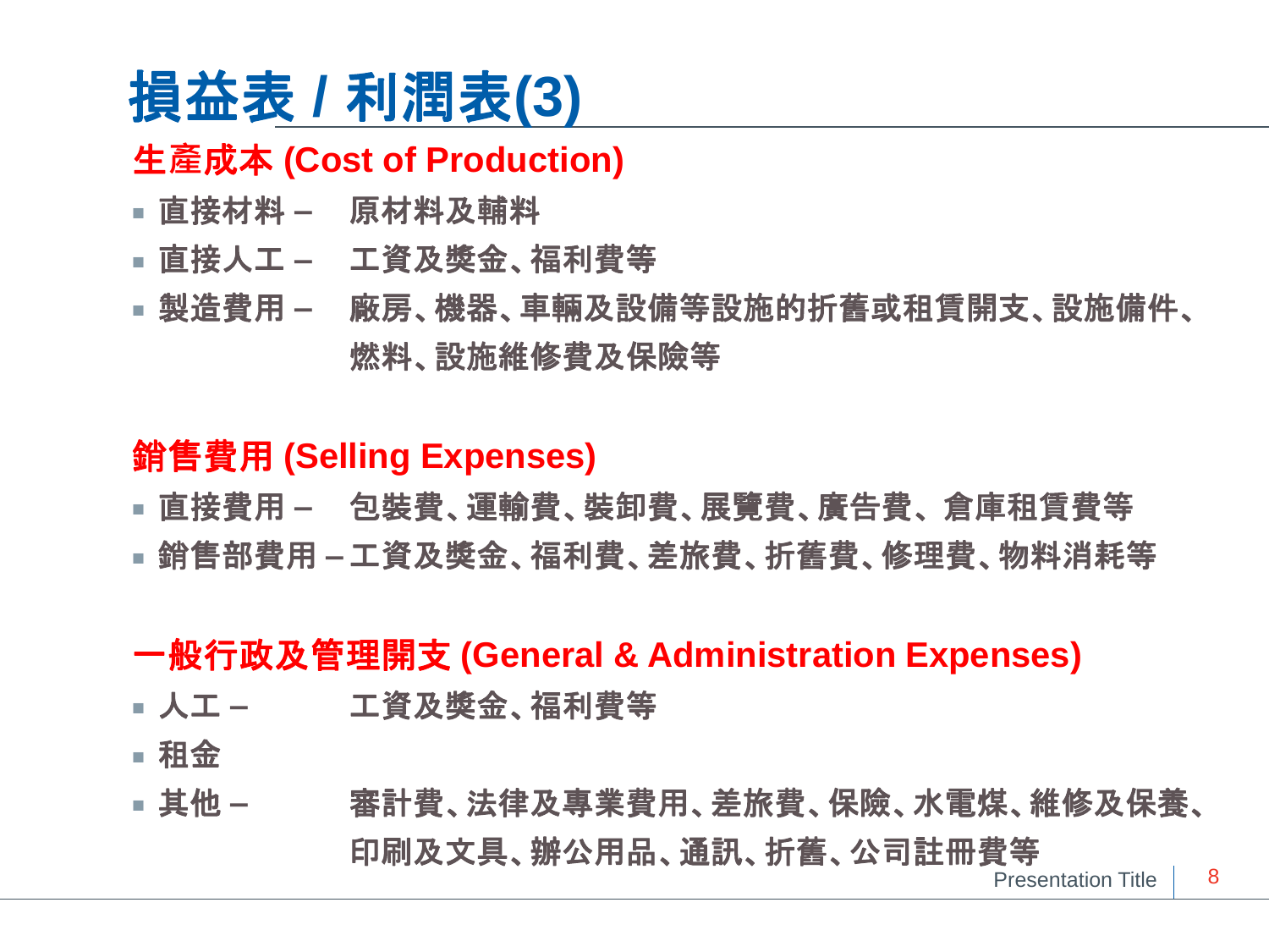# 損益表 / 利潤表(3)

## 生產成本 (Cost of Production)

- 直接材料 – 原材料及輔料
- 直接人工 – 工資及獎金、福利費等
- 製造費用 – 廠房、機器、車輛及設備等設施的折舊或租賃開支、設施備件、燃料、設施維修費及保險等

## 銷售費用 (Selling Expenses)

- 直接費用 – 包裝費、運輸費、裝卸費、展覽費、廣告費、倉庫租賃費等
- 銷售部費用 – 工資及獎金、福利費、差旅費、折舊費、修理費、物料消耗等

## 一般行政及管理開支 (General & Administration Expenses)

- 人工 – 工資及獎金、福利費等
- 租金
- 其他 – 審計費、法律及專業費用、差旅費、保險、水電煤、維修及保養、印刷及文具、辦公用品、通訊、折舊、公司註冊費等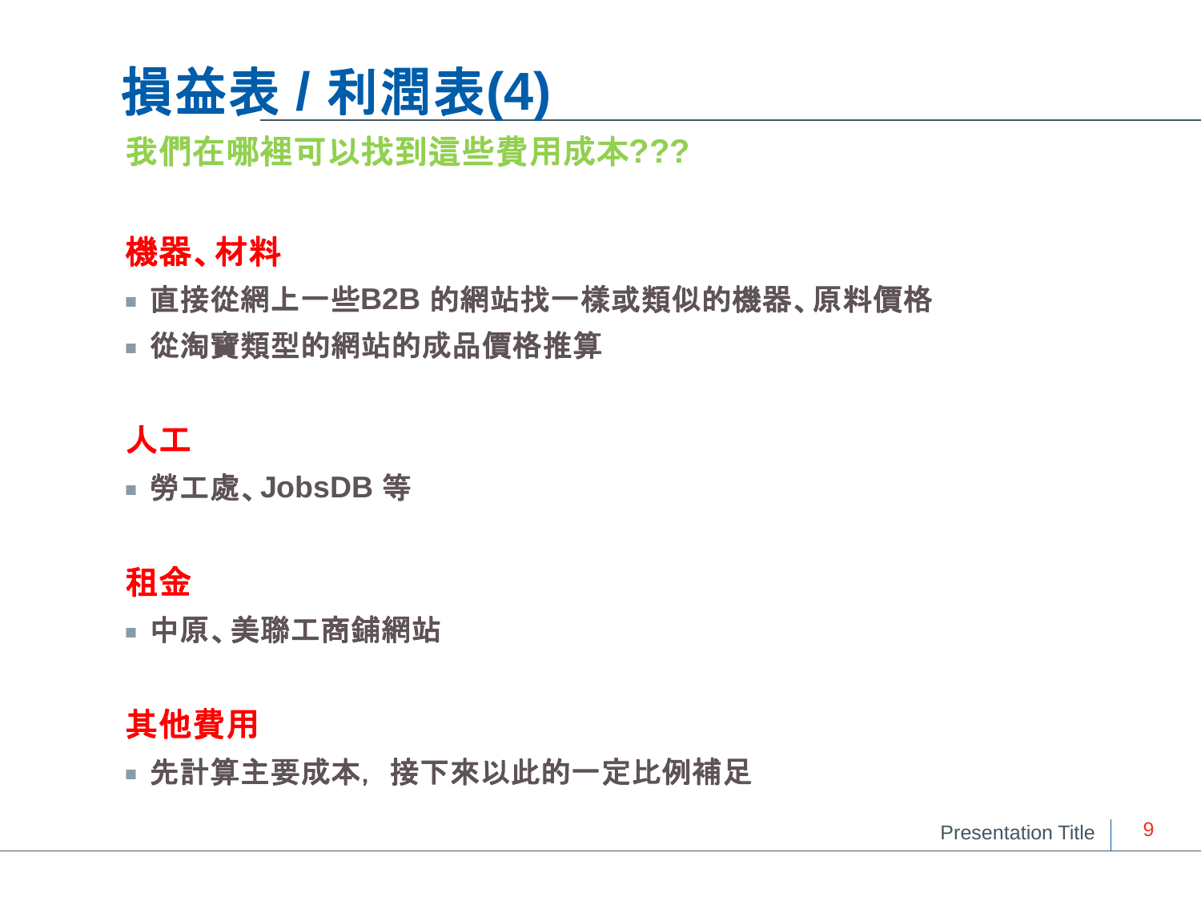# 損益表 / 利潤表(4)

**我們在哪裡可以找到這些費用成本???**

### 機器、材料

- 直接從網上一些B2B 的網站找一樣或類似的機器、原料價格
- 從淘寶類型的網站的成品價格推算

### 人工

- 勞工處、JobsDB 等

### 租金

- 中原、美聯工商鋪網站

### 其他費用

- 先計算主要成本，接下來以此的一定比例補足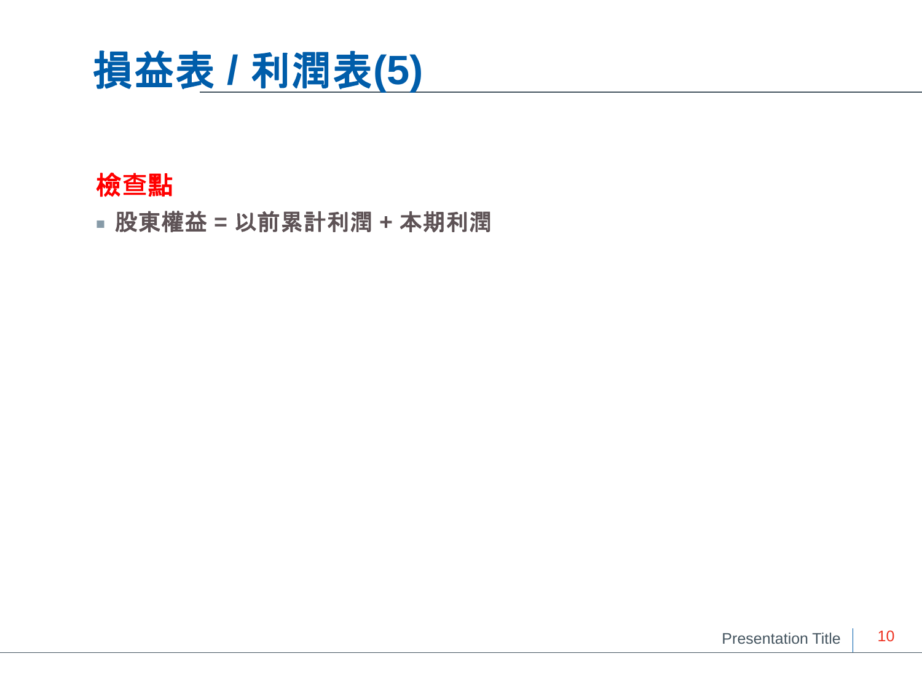# 損益表 / 利潤表(5)

**檢查點**

- 股東權益 = 以前累計利潤 + 本期利潤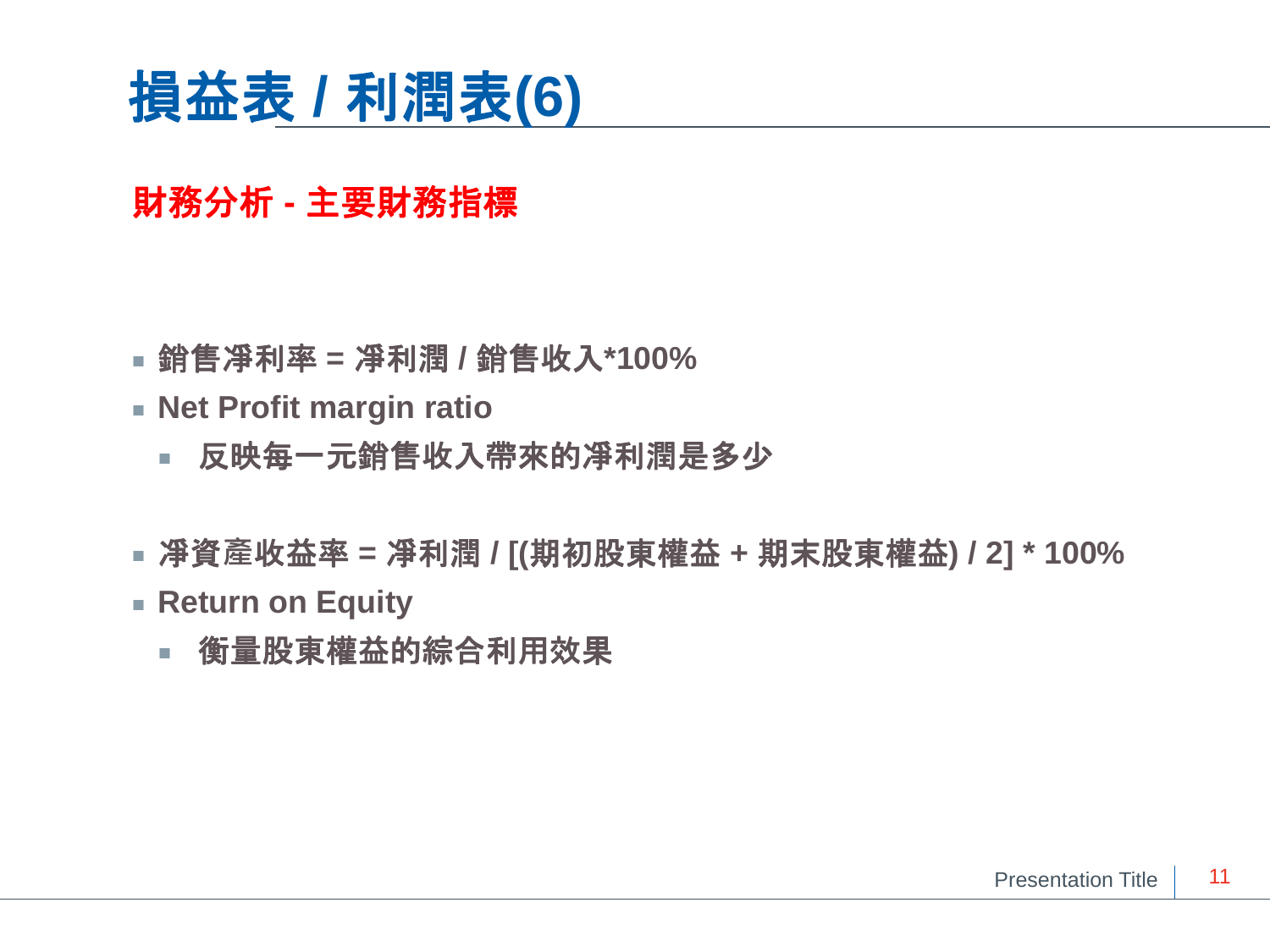# 損益表 / 利潤表(6)

## 財務分析 - 主要財務指標

- 銷售凈利率 = 凈利潤 / 銷售收入*100%
- Net Profit margin ratio
  - 反映每一元銷售收入帶來的凈利潤是多少

- 凈資產收益率 = 凈利潤 / [(期初股東權益 + 期末股東權益) / 2] * 100%
- Return on Equity
  - 衡量股東權益的綜合利用效果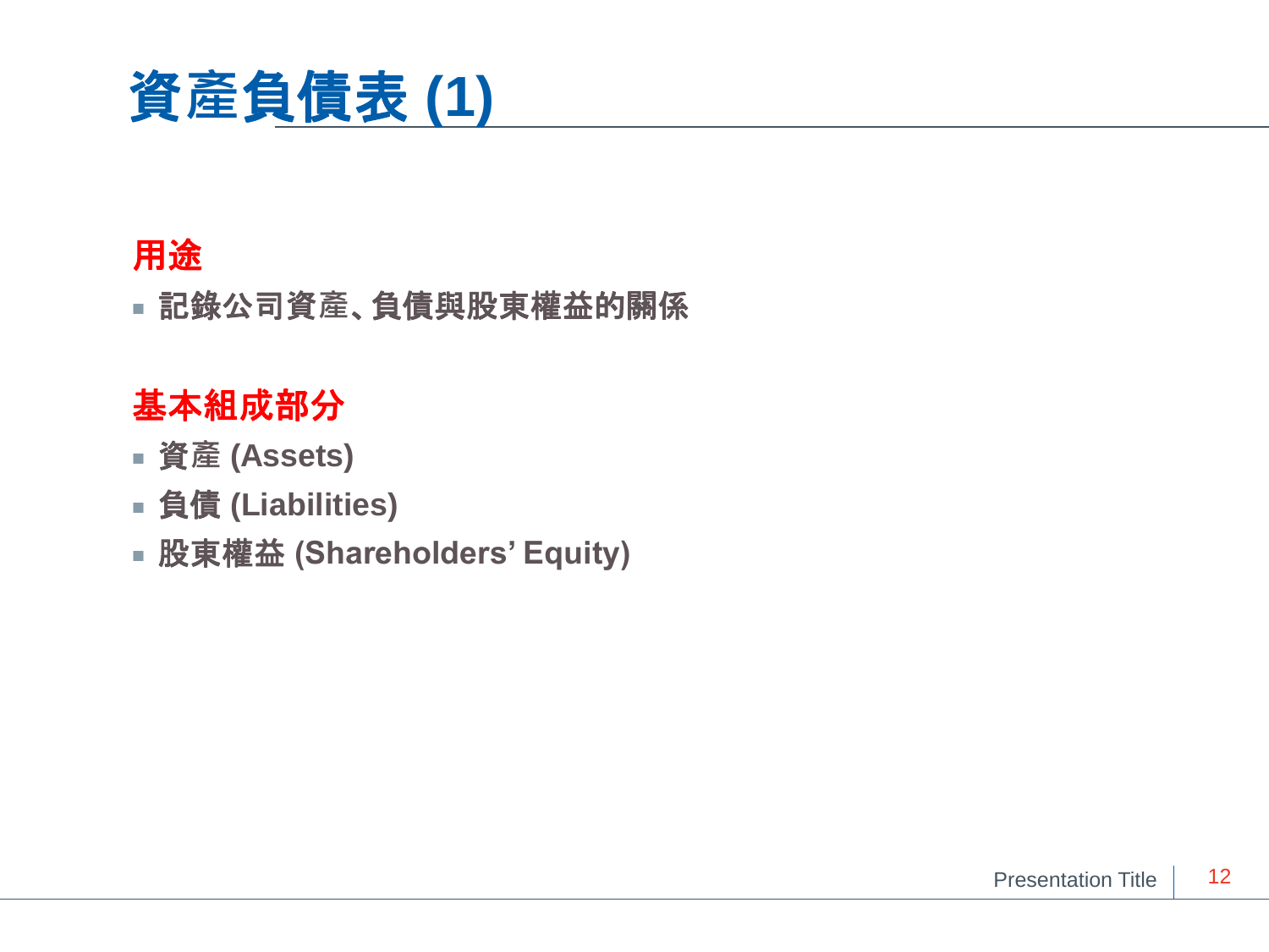# 資產負債表 (1)

## 用途

- 記錄公司資產、負債與股東權益的關係

## 基本組成部分

- 資產 (Assets)
- 負債 (Liabilities)
- 股東權益 (Shareholders' Equity)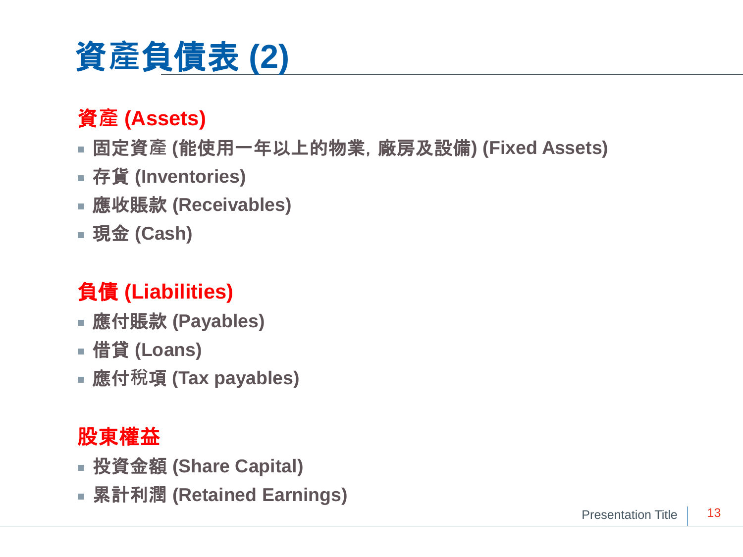# 資產負債表 (2)

## 資產 (Assets)

- 固定資產 (能使用一年以上的物業, 廠房及設備) (Fixed Assets)
- 存貨 (Inventories)
- 應收賬款 (Receivables)
- 現金 (Cash)

## 負債 (Liabilities)

- 應付賬款 (Payables)
- 借貸 (Loans)
- 應付稅項 (Tax payables)

## 股東權益

- 投資金額 (Share Capital)
- 累計利潤 (Retained Earnings)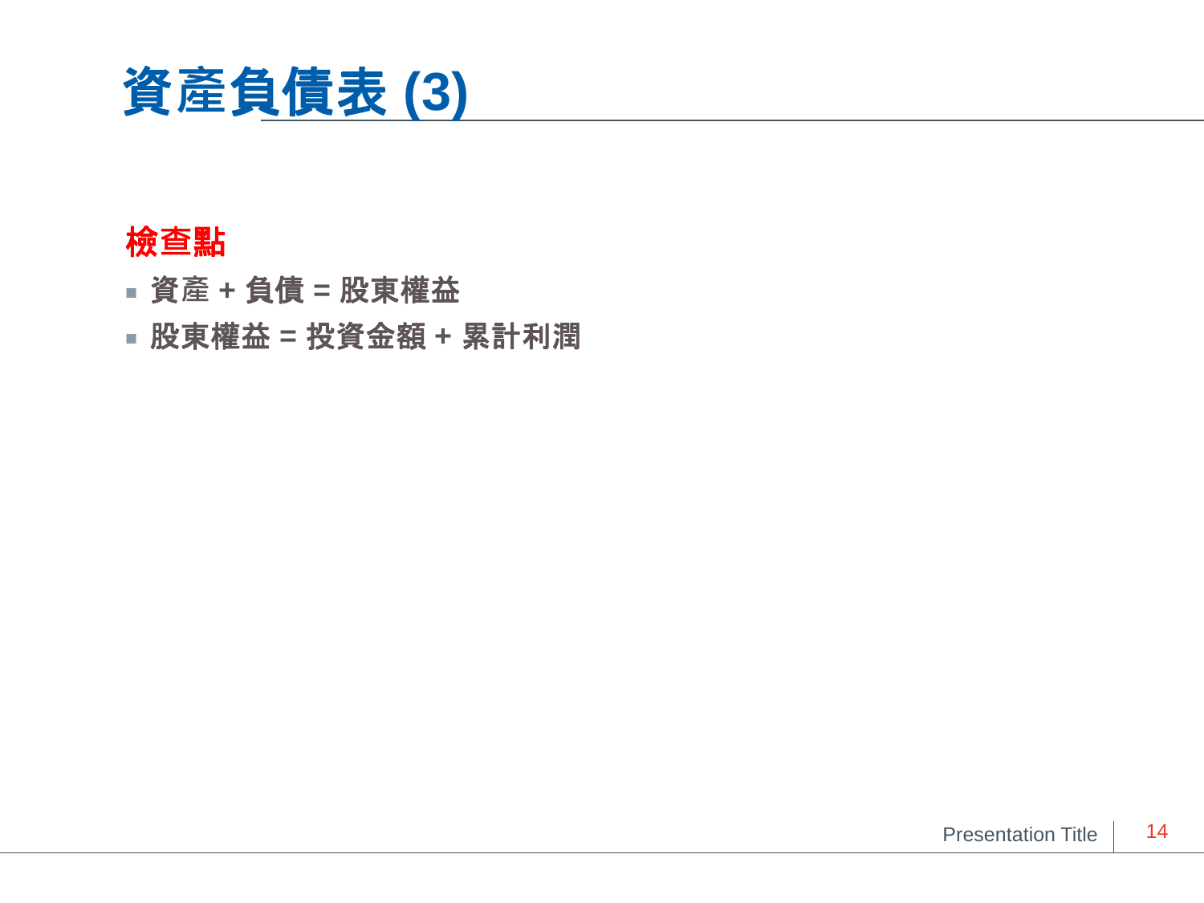# 資產負債表 (3)

**檢查點**

- 資產 + 負債 = 股東權益
- 股東權益 = 投資金額 + 累計利潤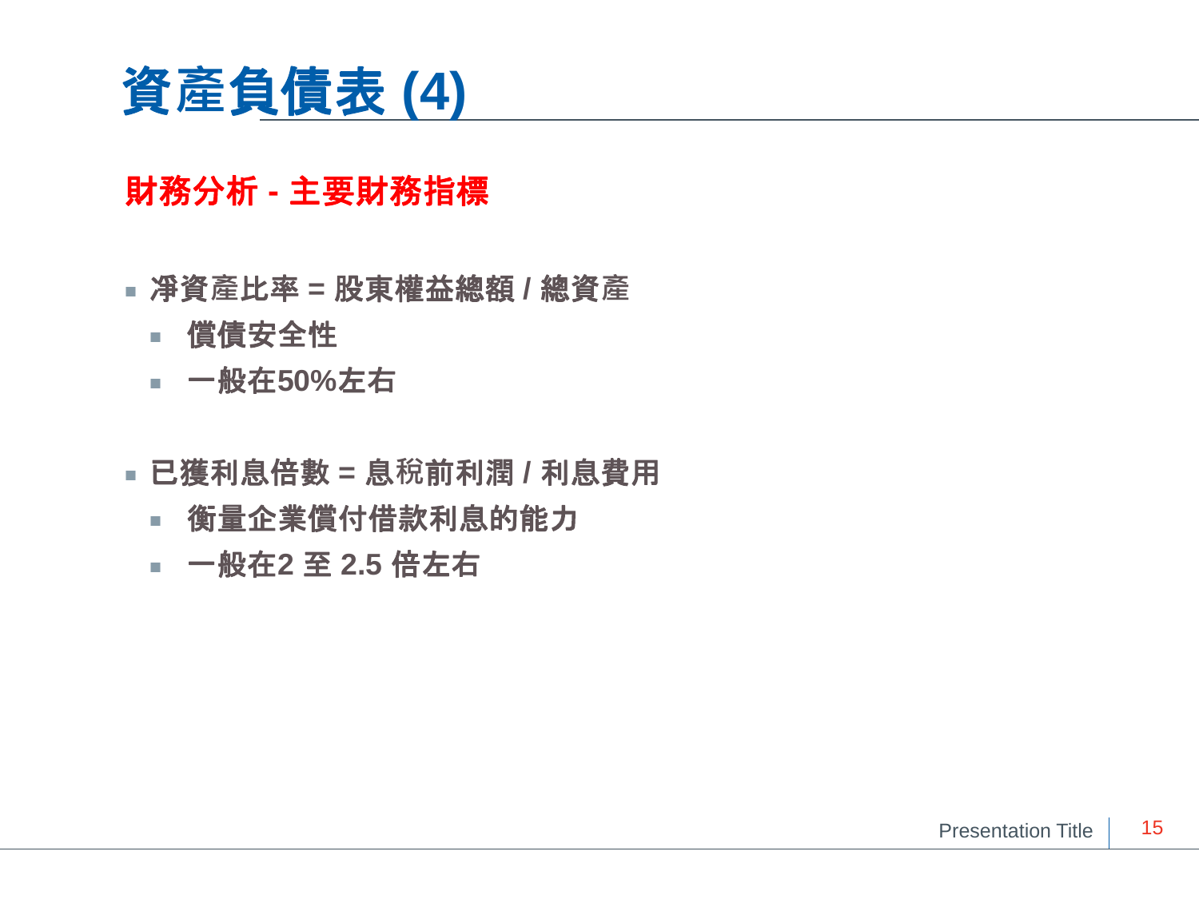# 資產負債表 (4)

## 財務分析 - 主要財務指標

- 凈資產比率 = 股東權益總額 / 總資產
  - 償債安全性
  - 一般在50%左右

- 已獲利息倍數 = 息稅前利潤 / 利息費用
  - 衡量企業償付借款利息的能力
  - 一般在2 至 2.5 倍左右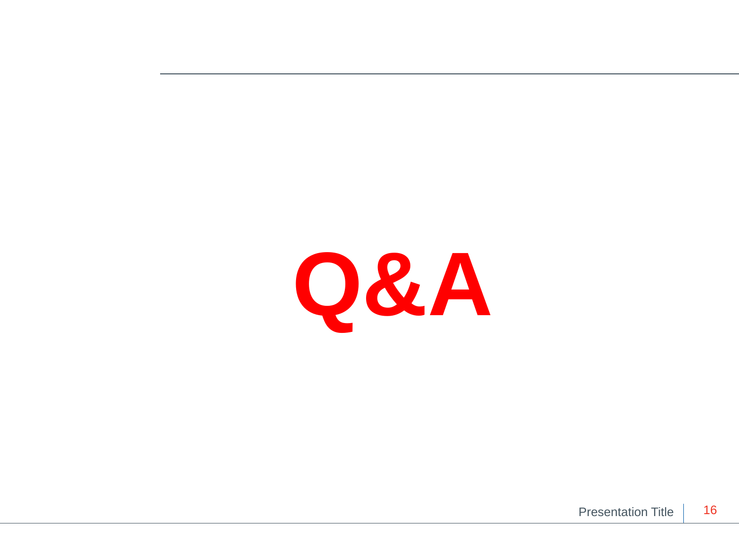# Q&A